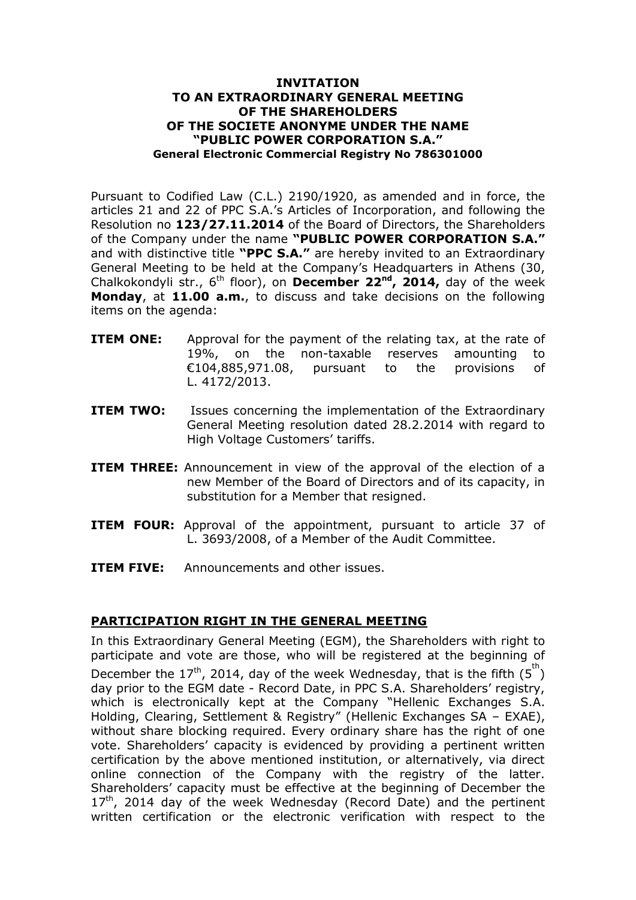**INVITATION**
**TO AN EXTRAORDINARY GENERAL MEETING**
**OF THE SHAREHOLDERS**
**OF THE SOCIETE ANONYME UNDER THE NAME**
**"PUBLIC POWER CORPORATION S.A."**
**General Electronic Commercial Registry No 786301000**

Pursuant to Codified Law (C.L.) 2190/1920, as amended and in force, the articles 21 and 22 of PPC S.A.'s Articles of Incorporation, and following the Resolution no **123/27.11.2014** of the Board of Directors, the Shareholders of the Company under the name **"PUBLIC POWER CORPORATION S.A."** and with distinctive title **"PPC S.A."** are hereby invited to an Extraordinary General Meeting to be held at the Company's Headquarters in Athens (30, Chalkokondyli str., 6th floor), on **December 22nd, 2014,** day of the week **Monday**, at **11.00 a.m.**, to discuss and take decisions on the following items on the agenda:

**ITEM ONE:** Approval for the payment of the relating tax, at the rate of 19%, on the non-taxable reserves amounting to €104,885,971.08, pursuant to the provisions of L. 4172/2013.

**ITEM TWO:** Issues concerning the implementation of the Extraordinary General Meeting resolution dated 28.2.2014 with regard to High Voltage Customers' tariffs.

**ITEM THREE:** Announcement in view of the approval of the election of a new Member of the Board of Directors and of its capacity, in substitution for a Member that resigned.

**ITEM FOUR:** Approval of the appointment, pursuant to article 37 of L. 3693/2008, of a Member of the Audit Committee.

**ITEM FIVE:** Announcements and other issues.

## PARTICIPATION RIGHT IN THE GENERAL MEETING

In this Extraordinary General Meeting (EGM), the Shareholders with right to participate and vote are those, who will be registered at the beginning of December the 17th, 2014, day of the week Wednesday, that is the fifth (5th) day prior to the EGM date - Record Date, in PPC S.A. Shareholders' registry, which is electronically kept at the Company "Hellenic Exchanges S.A. Holding, Clearing, Settlement & Registry" (Hellenic Exchanges SA – EXAE), without share blocking required. Every ordinary share has the right of one vote. Shareholders' capacity is evidenced by providing a pertinent written certification by the above mentioned institution, or alternatively, via direct online connection of the Company with the registry of the latter. Shareholders' capacity must be effective at the beginning of December the 17th, 2014 day of the week Wednesday (Record Date) and the pertinent written certification or the electronic verification with respect to the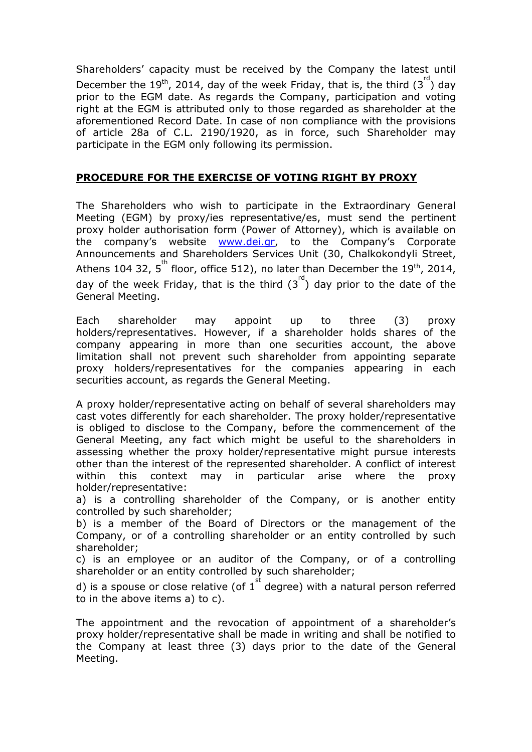Shareholders' capacity must be received by the Company the latest until December the 19th, 2014, day of the week Friday, that is, the third (3rd) day prior to the EGM date. As regards the Company, participation and voting right at the EGM is attributed only to those regarded as shareholder at the aforementioned Record Date. In case of non compliance with the provisions of article 28a of C.L. 2190/1920, as in force, such Shareholder may participate in the EGM only following its permission.

## PROCEDURE FOR THE EXERCISE OF VOTING RIGHT BY PROXY

The Shareholders who wish to participate in the Extraordinary General Meeting (EGM) by proxy/ies representative/es, must send the pertinent proxy holder authorisation form (Power of Attorney), which is available on the company's website www.dei.gr, to the Company's Corporate Announcements and Shareholders Services Unit (30, Chalkokondyli Street, Athens 104 32, 5th floor, office 512), no later than December the 19th, 2014, day of the week Friday, that is the third (3rd) day prior to the date of the General Meeting.

Each shareholder may appoint up to three (3) proxy holders/representatives. However, if a shareholder holds shares of the company appearing in more than one securities account, the above limitation shall not prevent such shareholder from appointing separate proxy holders/representatives for the companies appearing in each securities account, as regards the General Meeting.

A proxy holder/representative acting on behalf of several shareholders may cast votes differently for each shareholder. The proxy holder/representative is obliged to disclose to the Company, before the commencement of the General Meeting, any fact which might be useful to the shareholders in assessing whether the proxy holder/representative might pursue interests other than the interest of the represented shareholder. A conflict of interest within this context may in particular arise where the proxy holder/representative:

a) is a controlling shareholder of the Company, or is another entity controlled by such shareholder;

b) is a member of the Board of Directors or the management of the Company, or of a controlling shareholder or an entity controlled by such shareholder;

c) is an employee or an auditor of the Company, or of a controlling shareholder or an entity controlled by such shareholder;

d) is a spouse or close relative (of 1st degree) with a natural person referred to in the above items a) to c).

The appointment and the revocation of appointment of a shareholder's proxy holder/representative shall be made in writing and shall be notified to the Company at least three (3) days prior to the date of the General Meeting.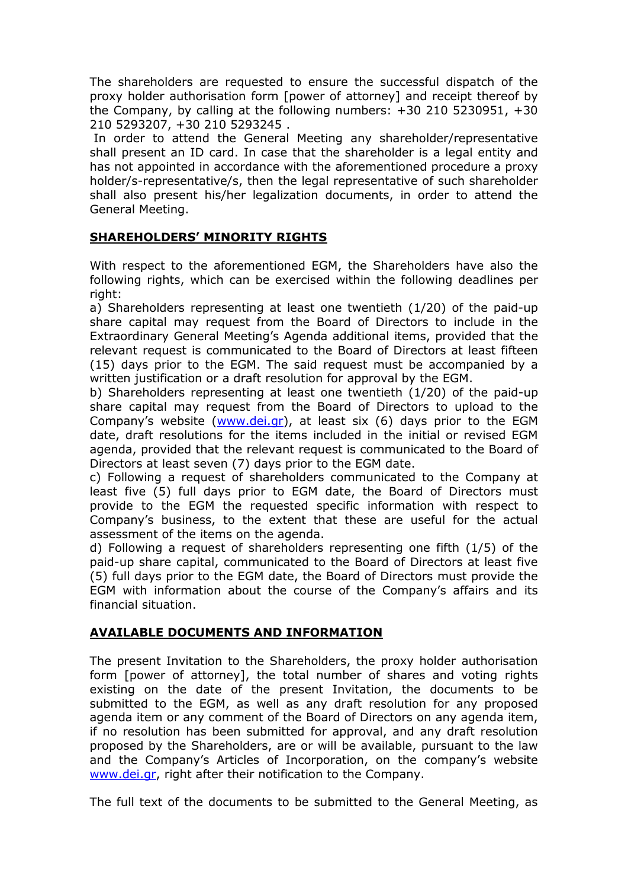The shareholders are requested to ensure the successful dispatch of the proxy holder authorisation form [power of attorney] and receipt thereof by the Company, by calling at the following numbers: +30 210 5230951, +30 210 5293207, +30 210 5293245 .

In order to attend the General Meeting any shareholder/representative shall present an ID card. In case that the shareholder is a legal entity and has not appointed in accordance with the aforementioned procedure a proxy holder/s-representative/s, then the legal representative of such shareholder shall also present his/her legalization documents, in order to attend the General Meeting.

## SHAREHOLDERS' MINORITY RIGHTS

With respect to the aforementioned EGM, the Shareholders have also the following rights, which can be exercised within the following deadlines per right:

a) Shareholders representing at least one twentieth (1/20) of the paid-up share capital may request from the Board of Directors to include in the Extraordinary General Meeting's Agenda additional items, provided that the relevant request is communicated to the Board of Directors at least fifteen (15) days prior to the EGM. The said request must be accompanied by a written justification or a draft resolution for approval by the EGM.

b) Shareholders representing at least one twentieth (1/20) of the paid-up share capital may request from the Board of Directors to upload to the Company's website (www.dei.gr), at least six (6) days prior to the EGM date, draft resolutions for the items included in the initial or revised EGM agenda, provided that the relevant request is communicated to the Board of Directors at least seven (7) days prior to the EGM date.

c) Following a request of shareholders communicated to the Company at least five (5) full days prior to EGM date, the Board of Directors must provide to the EGM the requested specific information with respect to Company's business, to the extent that these are useful for the actual assessment of the items on the agenda.

d) Following a request of shareholders representing one fifth (1/5) of the paid-up share capital, communicated to the Board of Directors at least five (5) full days prior to the EGM date, the Board of Directors must provide the EGM with information about the course of the Company's affairs and its financial situation.

## AVAILABLE DOCUMENTS AND INFORMATION

The present Invitation to the Shareholders, the proxy holder authorisation form [power of attorney], the total number of shares and voting rights existing on the date of the present Invitation, the documents to be submitted to the EGM, as well as any draft resolution for any proposed agenda item or any comment of the Board of Directors on any agenda item, if no resolution has been submitted for approval, and any draft resolution proposed by the Shareholders, are or will be available, pursuant to the law and the Company's Articles of Incorporation, on the company's website www.dei.gr, right after their notification to the Company.

The full text of the documents to be submitted to the General Meeting, as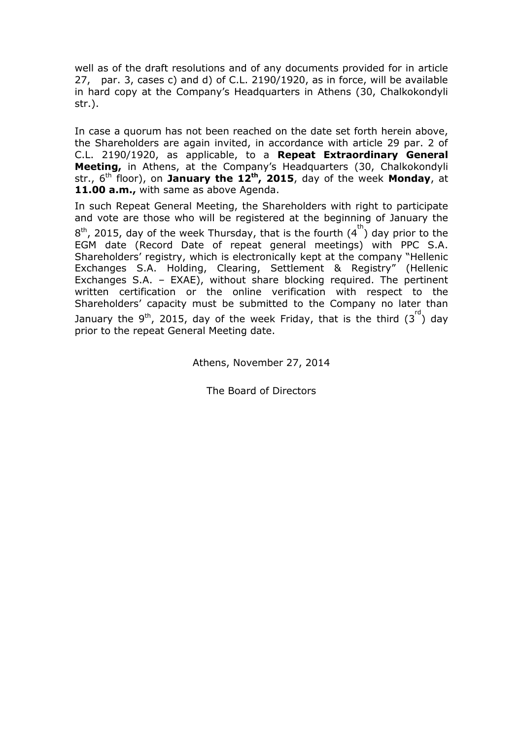well as of the draft resolutions and of any documents provided for in article 27, par. 3, cases c) and d) of C.L. 2190/1920, as in force, will be available in hard copy at the Company's Headquarters in Athens (30, Chalkokondyli str.).

In case a quorum has not been reached on the date set forth herein above, the Shareholders are again invited, in accordance with article 29 par. 2 of C.L. 2190/1920, as applicable, to a **Repeat Extraordinary General Meeting,** in Athens, at the Company's Headquarters (30, Chalkokondyli str., 6th floor), on **January the 12th, 2015**, day of the week **Monday**, at **11.00 a.m.,** with same as above Agenda.

In such Repeat General Meeting, the Shareholders with right to participate and vote are those who will be registered at the beginning of January the 8th, 2015, day of the week Thursday, that is the fourth (4th) day prior to the EGM date (Record Date of repeat general meetings) with PPC S.A. Shareholders' registry, which is electronically kept at the company "Hellenic Exchanges S.A. Holding, Clearing, Settlement & Registry" (Hellenic Exchanges S.A. – EXAE), without share blocking required. The pertinent written certification or the online verification with respect to the Shareholders' capacity must be submitted to the Company no later than January the 9th, 2015, day of the week Friday, that is the third (3rd) day prior to the repeat General Meeting date.

Athens, November 27, 2014

The Board of Directors